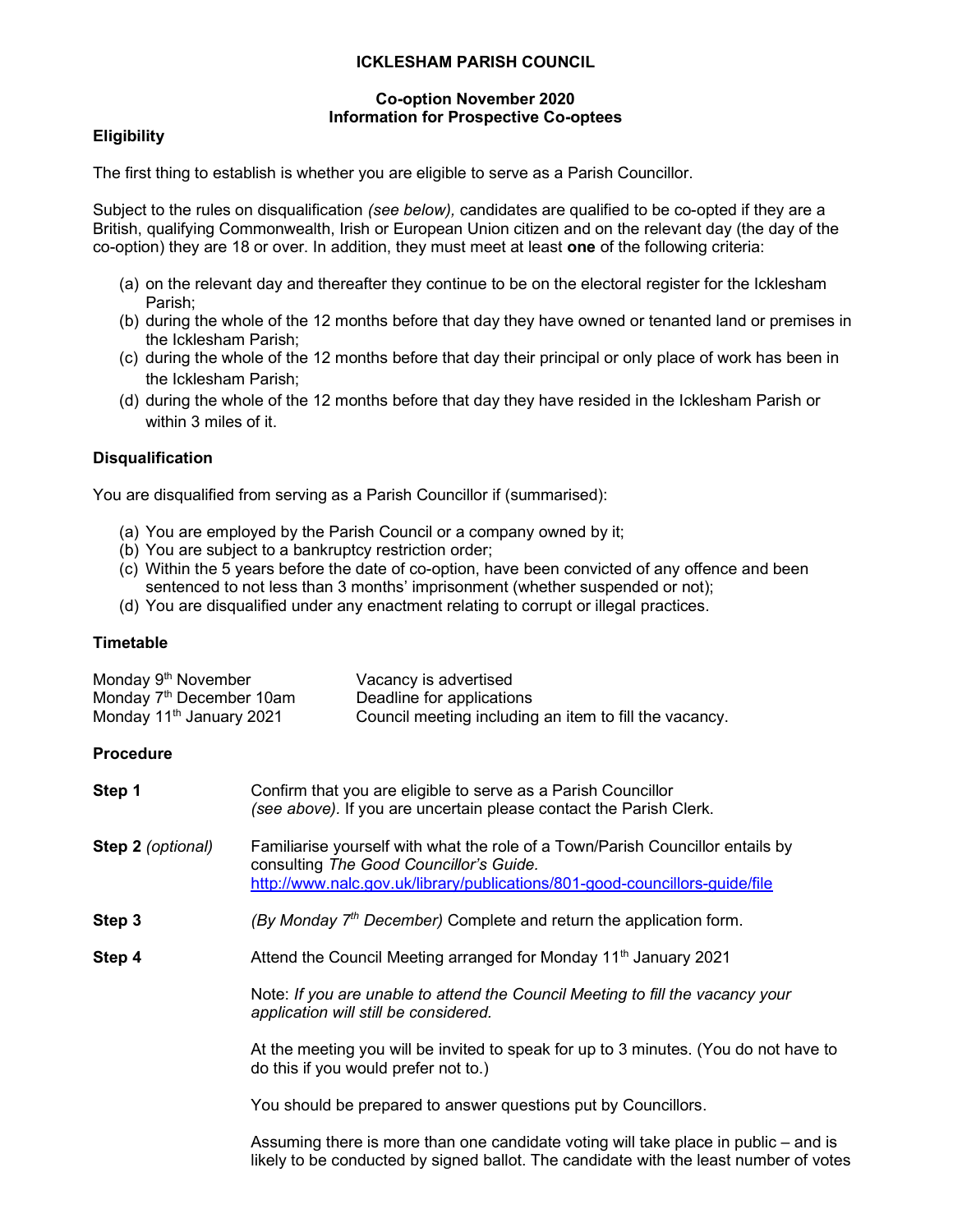# ICKLESHAM PARISH COUNCIL

## Co-option November 2020
## Information for Prospective Co-optees

### Eligibility

The first thing to establish is whether you are eligible to serve as a Parish Councillor.

Subject to the rules on disqualification *(see below),* candidates are qualified to be co-opted if they are a British, qualifying Commonwealth, Irish or European Union citizen and on the relevant day (the day of the co-option) they are 18 or over. In addition, they must meet at least **one** of the following criteria:

(a) on the relevant day and thereafter they continue to be on the electoral register for the Icklesham Parish;
(b) during the whole of the 12 months before that day they have owned or tenanted land or premises in the Icklesham Parish;
(c) during the whole of the 12 months before that day their principal or only place of work has been in the Icklesham Parish;
(d) during the whole of the 12 months before that day they have resided in the Icklesham Parish or within 3 miles of it.

### Disqualification

You are disqualified from serving as a Parish Councillor if (summarised):

(a) You are employed by the Parish Council or a company owned by it;
(b) You are subject to a bankruptcy restriction order;
(c) Within the 5 years before the date of co-option, have been convicted of any offence and been sentenced to not less than 3 months' imprisonment (whether suspended or not);
(d) You are disqualified under any enactment relating to corrupt or illegal practices.

### Timetable

| | |
|---|---|
| Monday 9th November | Vacancy is advertised |
| Monday 7th December 10am | Deadline for applications |
| Monday 11th January 2021 | Council meeting including an item to fill the vacancy. |

### Procedure

**Step 1** Confirm that you are eligible to serve as a Parish Councillor *(see above).* If you are uncertain please contact the Parish Clerk.

**Step 2** *(optional)* Familiarise yourself with what the role of a Town/Parish Councillor entails by consulting *The Good Councillor's Guide.* http://www.nalc.gov.uk/library/publications/801-good-councillors-guide/file

**Step 3** *(By Monday 7th December)* Complete and return the application form.

**Step 4** Attend the Council Meeting arranged for Monday 11th January 2021

Note: *If you are unable to attend the Council Meeting to fill the vacancy your application will still be considered.*

At the meeting you will be invited to speak for up to 3 minutes. (You do not have to do this if you would prefer not to.)

You should be prepared to answer questions put by Councillors.

Assuming there is more than one candidate voting will take place in public – and is likely to be conducted by signed ballot. The candidate with the least number of votes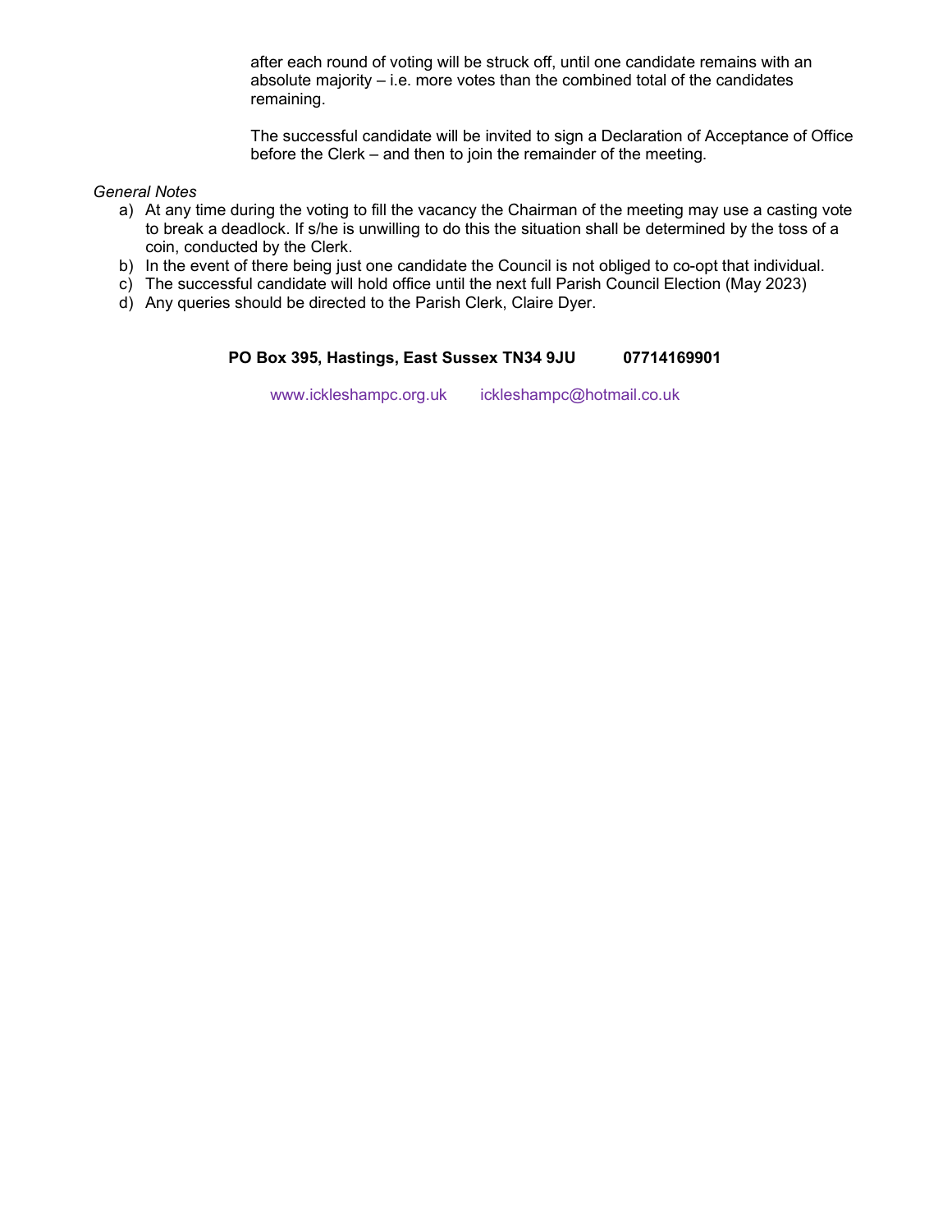after each round of voting will be struck off, until one candidate remains with an absolute majority – i.e. more votes than the combined total of the candidates remaining.

The successful candidate will be invited to sign a Declaration of Acceptance of Office before the Clerk – and then to join the remainder of the meeting.

*General Notes*

a) At any time during the voting to fill the vacancy the Chairman of the meeting may use a casting vote to break a deadlock. If s/he is unwilling to do this the situation shall be determined by the toss of a coin, conducted by the Clerk.
b) In the event of there being just one candidate the Council is not obliged to co-opt that individual.
c) The successful candidate will hold office until the next full Parish Council Election (May 2023)
d) Any queries should be directed to the Parish Clerk, Claire Dyer.

**PO Box 395, Hastings, East Sussex TN34 9JU 07714169901**

www.ickleshampc.org.uk ickleshampc@hotmail.co.uk